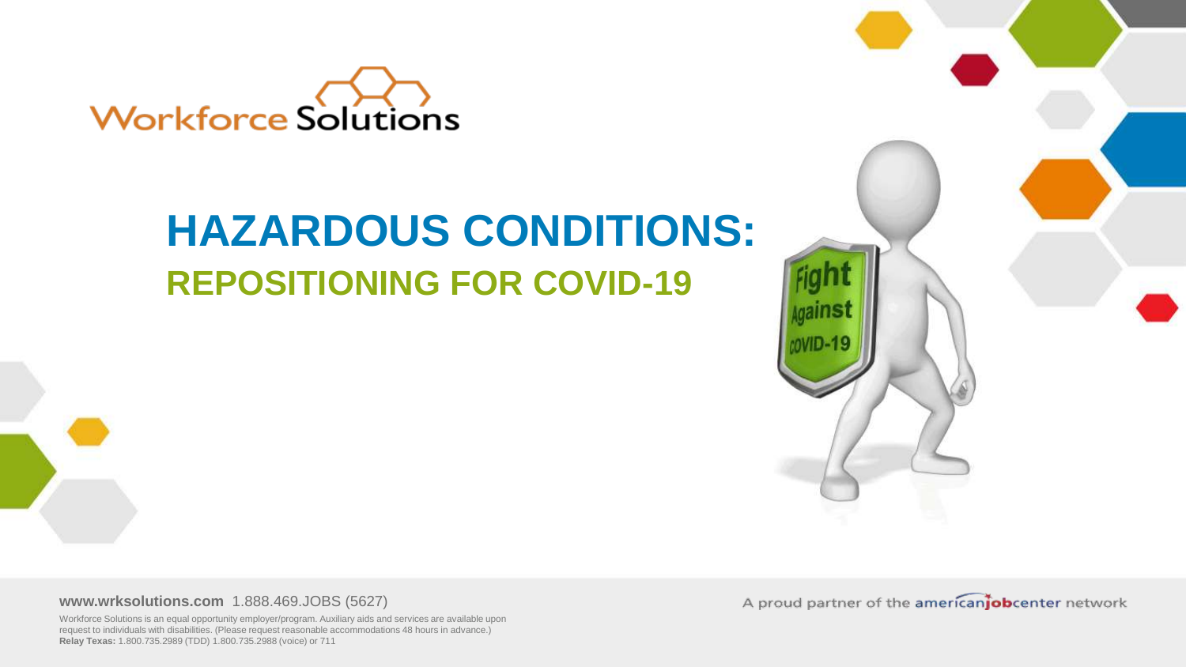Workforce Solutions

# HAZARDOUS CONDITIONS:

## REPOSITIONING FOR COVID-19

**www.wrksolutions.com** 1.888.469.JOBS (5627)

Workforce Solutions is an equal opportunity employer/program. Auxiliary aids and services are available upon request to individuals with disabilities. (Please request reasonable accommodations 48 hours in advance.)
**Relay Texas:** 1.800.735.2989 (TDD) 1.800.735.2988 (voice) or 711

A proud partner of the americanjobcenter network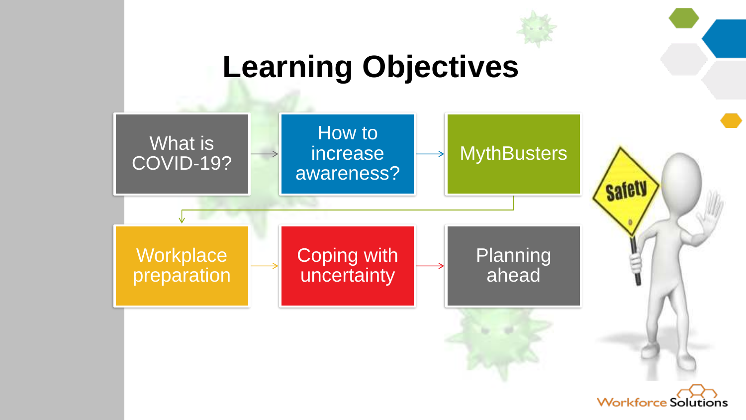# Learning Objectives

- What is COVID-19?
- How to increase awareness?
- MythBusters
- Workplace preparation
- Coping with uncertainty
- Planning ahead

Safety

Workforce Solutions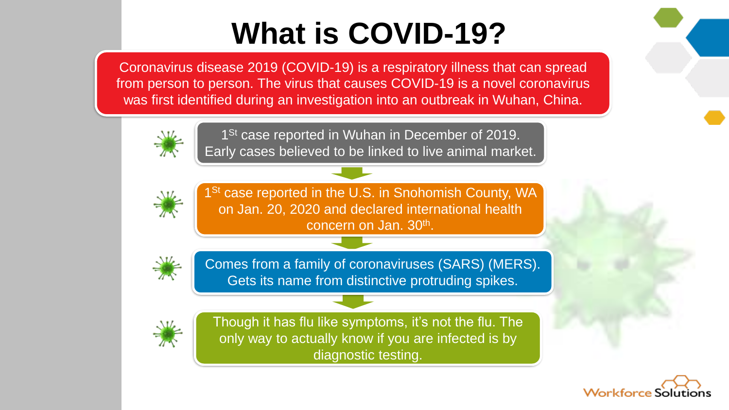# What is COVID-19?

Coronavirus disease 2019 (COVID-19) is a respiratory illness that can spread from person to person. The virus that causes COVID-19 is a novel coronavirus was first identified during an investigation into an outbreak in Wuhan, China.

1st case reported in Wuhan in December of 2019. Early cases believed to be linked to live animal market.

1st case reported in the U.S. in Snohomish County, WA on Jan. 20, 2020 and declared international health concern on Jan. 30th.

Comes from a family of coronaviruses (SARS) (MERS). Gets its name from distinctive protruding spikes.

Though it has flu like symptoms, it's not the flu. The only way to actually know if you are infected is by diagnostic testing.

Workforce Solutions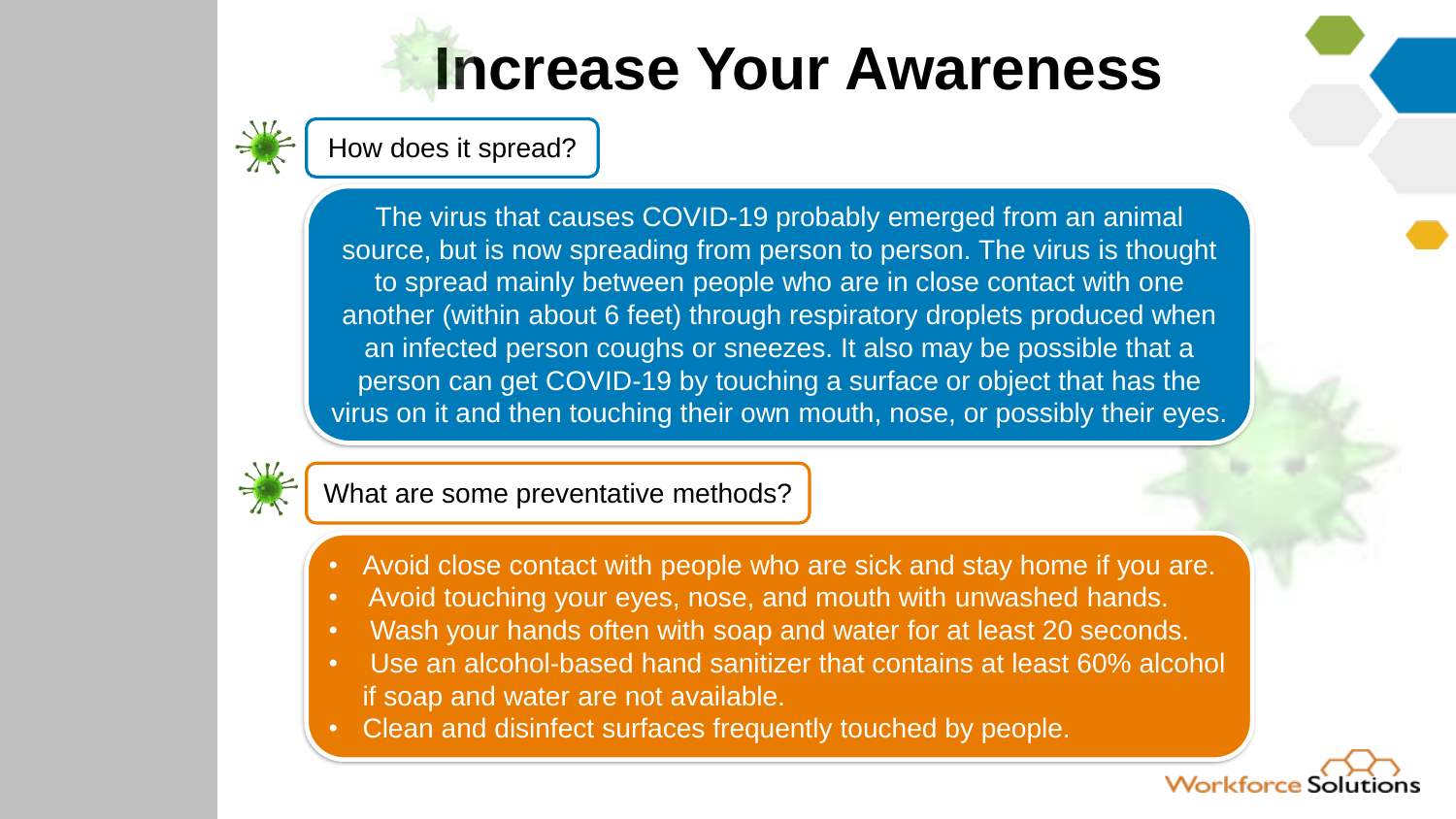# Increase Your Awareness

## How does it spread?

The virus that causes COVID-19 probably emerged from an animal source, but is now spreading from person to person. The virus is thought to spread mainly between people who are in close contact with one another (within about 6 feet) through respiratory droplets produced when an infected person coughs or sneezes. It also may be possible that a person can get COVID-19 by touching a surface or object that has the virus on it and then touching their own mouth, nose, or possibly their eyes.

## What are some preventative methods?

- Avoid close contact with people who are sick and stay home if you are.
- Avoid touching your eyes, nose, and mouth with unwashed hands.
- Wash your hands often with soap and water for at least 20 seconds.
- Use an alcohol-based hand sanitizer that contains at least 60% alcohol if soap and water are not available.
- Clean and disinfect surfaces frequently touched by people.

Workforce Solutions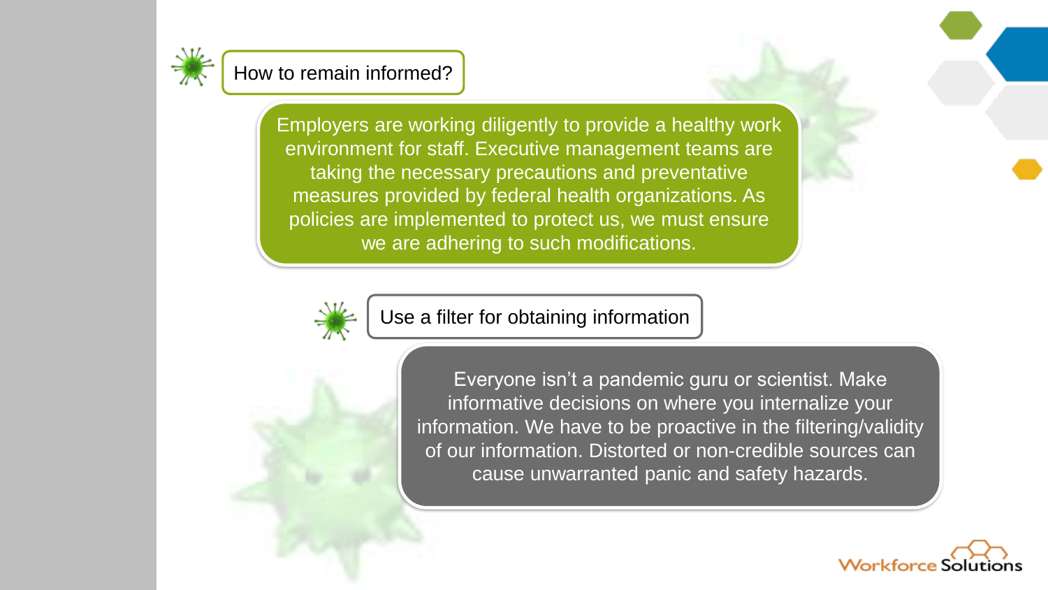## How to remain informed?

Employers are working diligently to provide a healthy work environment for staff. Executive management teams are taking the necessary precautions and preventative measures provided by federal health organizations. As policies are implemented to protect us, we must ensure we are adhering to such modifications.

## Use a filter for obtaining information

Everyone isn't a pandemic guru or scientist. Make informative decisions on where you internalize your information. We have to be proactive in the filtering/validity of our information. Distorted or non-credible sources can cause unwarranted panic and safety hazards.

Workforce Solutions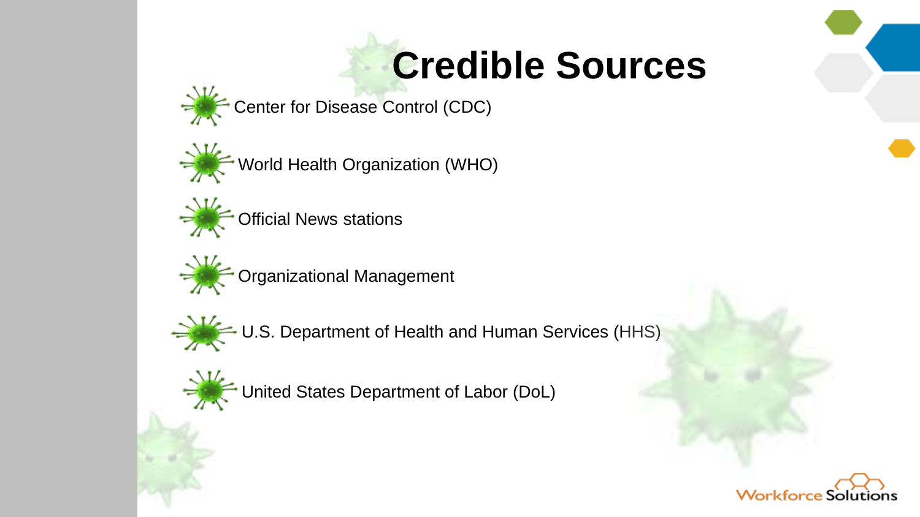# Credible Sources

- Center for Disease Control (CDC)
- World Health Organization (WHO)
- Official News stations
- Organizational Management
- U.S. Department of Health and Human Services (HHS)
- United States Department of Labor (DoL)

Workforce Solutions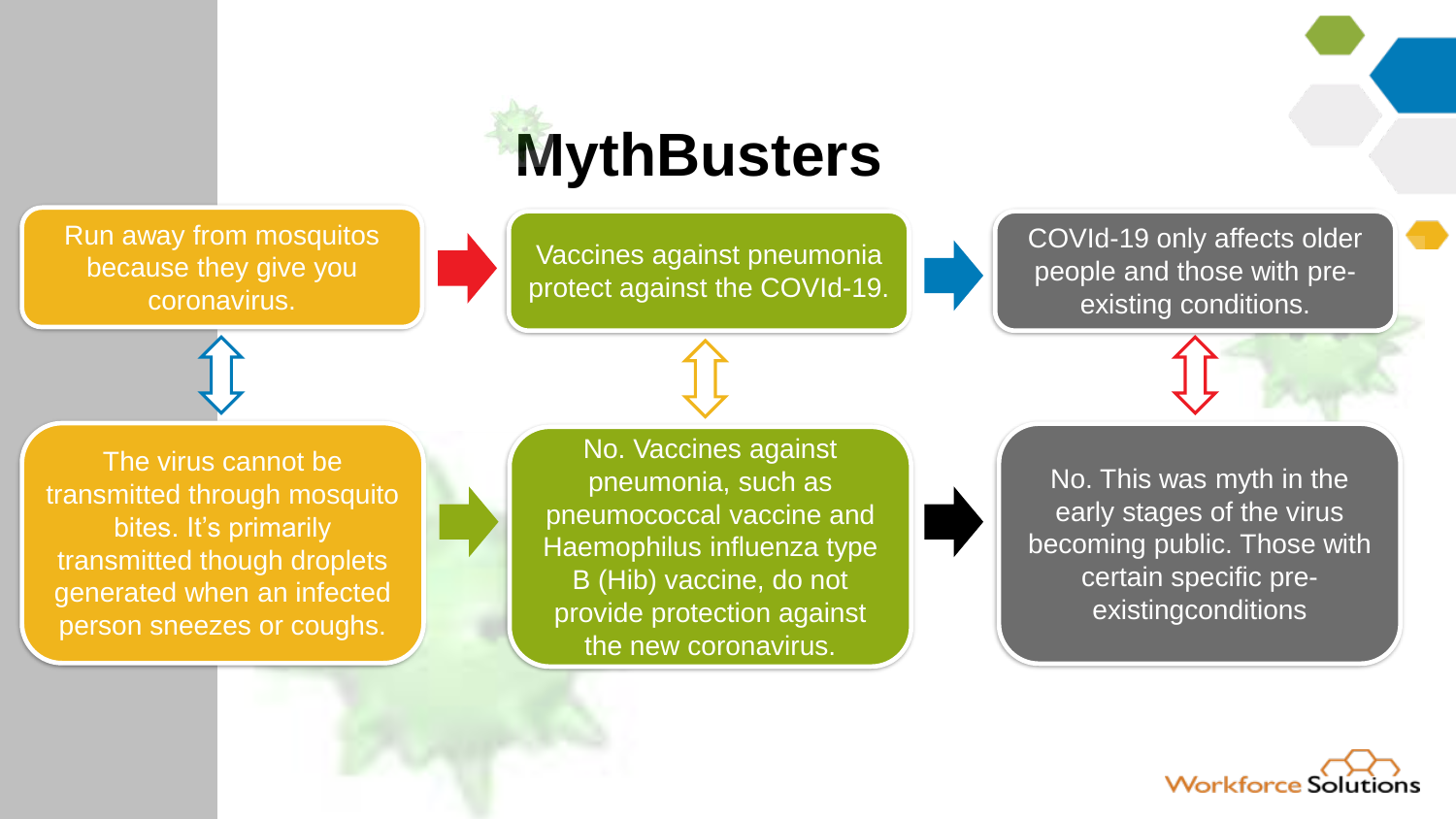# MythBusters

Run away from mosquitos because they give you coronavirus.

The virus cannot be transmitted through mosquito bites. It's primarily transmitted though droplets generated when an infected person sneezes or coughs.

Vaccines against pneumonia protect against the COVId-19.

No. Vaccines against pneumonia, such as pneumococcal vaccine and Haemophilus influenza type B (Hib) vaccine, do not provide protection against the new coronavirus.

COVId-19 only affects older people and those with pre-existing conditions.

No. This was myth in the early stages of the virus becoming public. Those with certain specific pre-existingconditions

Workforce Solutions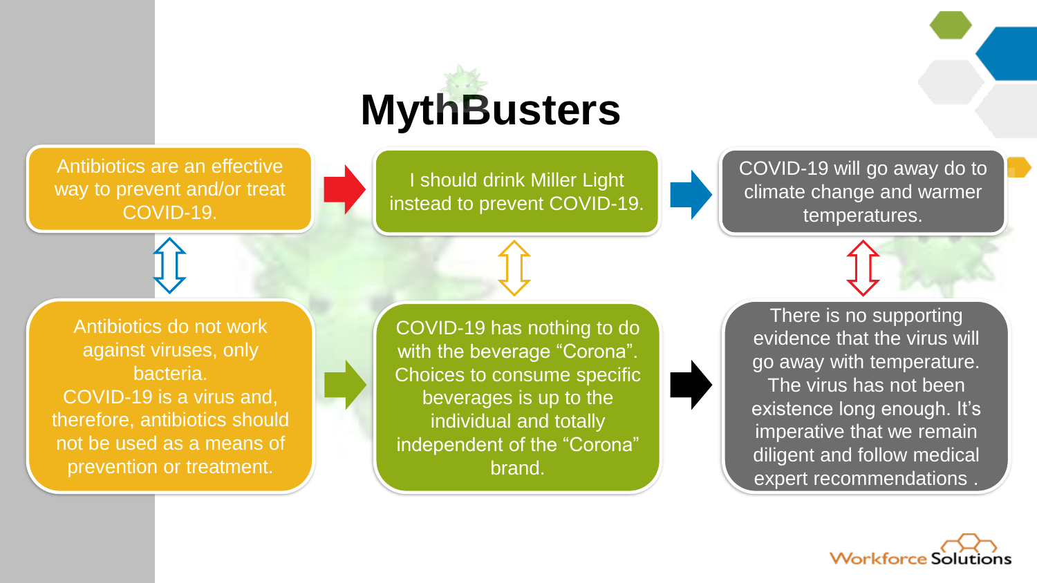# MythBusters

Antibiotics are an effective way to prevent and/or treat COVID-19.

Antibiotics do not work against viruses, only bacteria.
COVID-19 is a virus and, therefore, antibiotics should not be used as a means of prevention or treatment.

I should drink Miller Light instead to prevent COVID-19.

COVID-19 has nothing to do with the beverage "Corona". Choices to consume specific beverages is up to the individual and totally independent of the "Corona" brand.

COVID-19 will go away do to climate change and warmer temperatures.

There is no supporting evidence that the virus will go away with temperature. The virus has not been existence long enough. It's imperative that we remain diligent and follow medical expert recommendations .

Workforce Solutions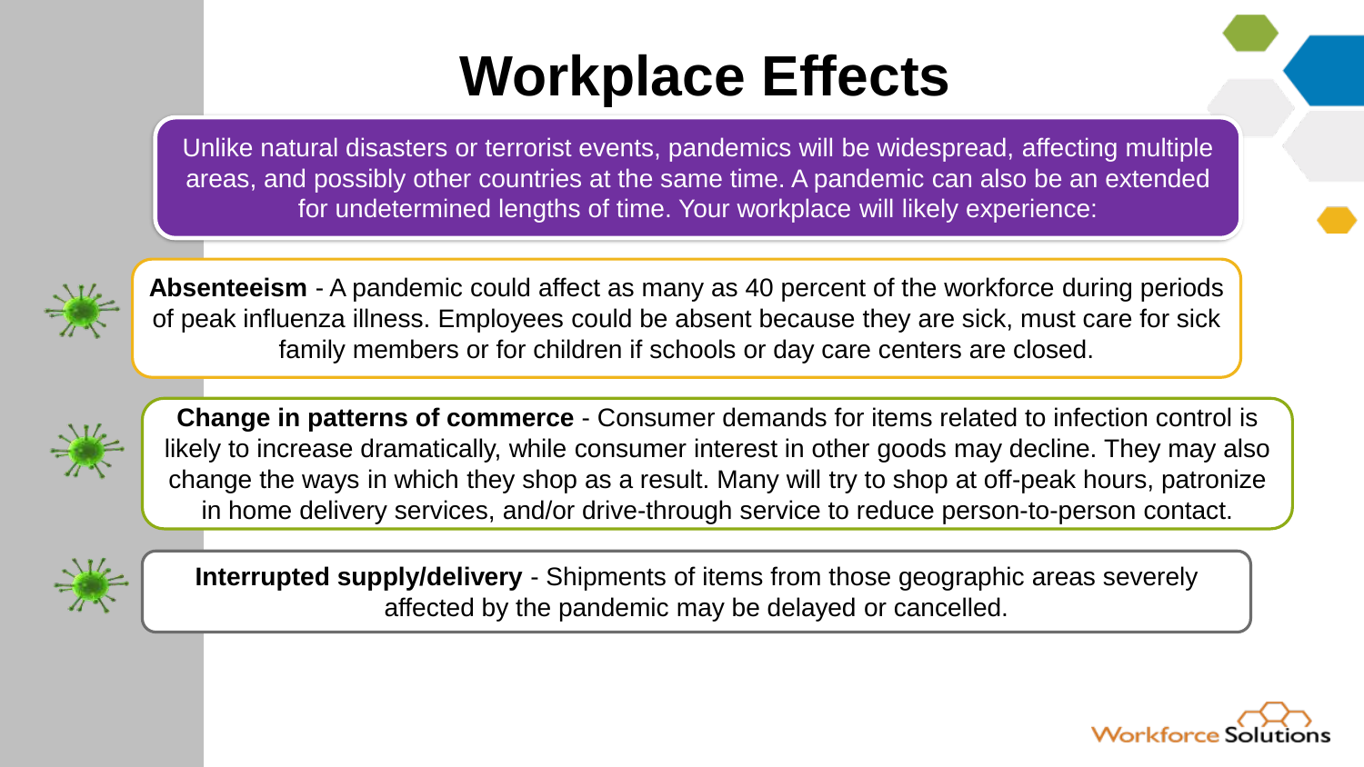# Workplace Effects

Unlike natural disasters or terrorist events, pandemics will be widespread, affecting multiple areas, and possibly other countries at the same time. A pandemic can also be an extended for undetermined lengths of time. Your workplace will likely experience:

**Absenteeism** - A pandemic could affect as many as 40 percent of the workforce during periods of peak influenza illness. Employees could be absent because they are sick, must care for sick family members or for children if schools or day care centers are closed.

**Change in patterns of commerce** - Consumer demands for items related to infection control is likely to increase dramatically, while consumer interest in other goods may decline. They may also change the ways in which they shop as a result. Many will try to shop at off-peak hours, patronize in home delivery services, and/or drive-through service to reduce person-to-person contact.

**Interrupted supply/delivery** - Shipments of items from those geographic areas severely affected by the pandemic may be delayed or cancelled.

Workforce Solutions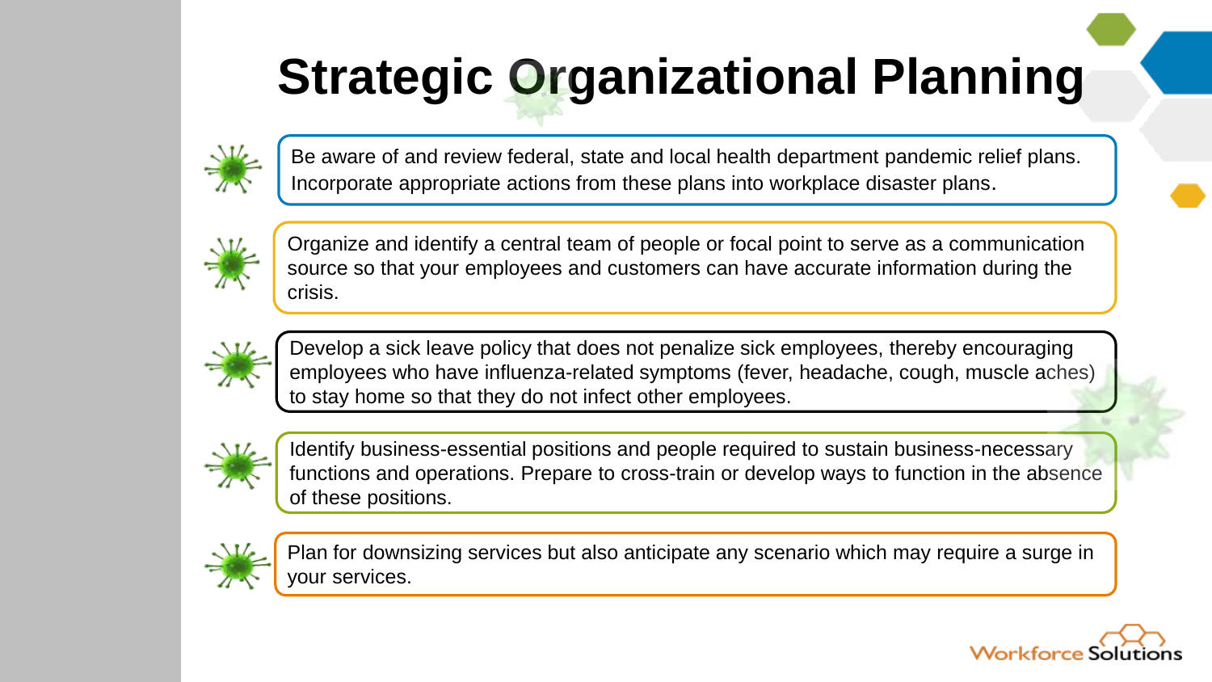# Strategic Organizational Planning

- Be aware of and review federal, state and local health department pandemic relief plans. Incorporate appropriate actions from these plans into workplace disaster plans.
- Organize and identify a central team of people or focal point to serve as a communication source so that your employees and customers can have accurate information during the crisis.
- Develop a sick leave policy that does not penalize sick employees, thereby encouraging employees who have influenza-related symptoms (fever, headache, cough, muscle aches) to stay home so that they do not infect other employees.
- Identify business-essential positions and people required to sustain business-necessary functions and operations. Prepare to cross-train or develop ways to function in the absence of these positions.
- Plan for downsizing services but also anticipate any scenario which may require a surge in your services.

Workforce Solutions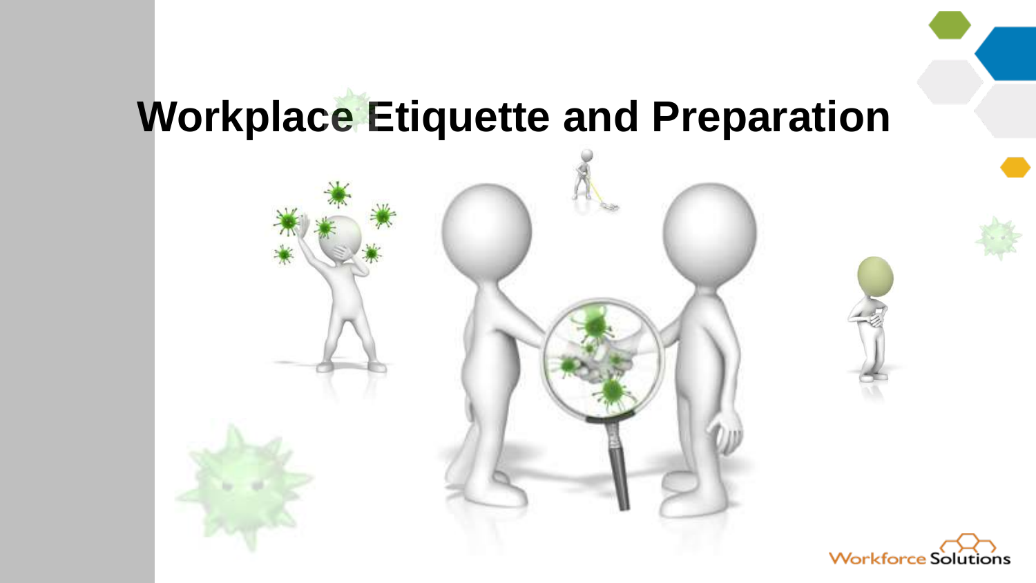# Workplace Etiquette and Preparation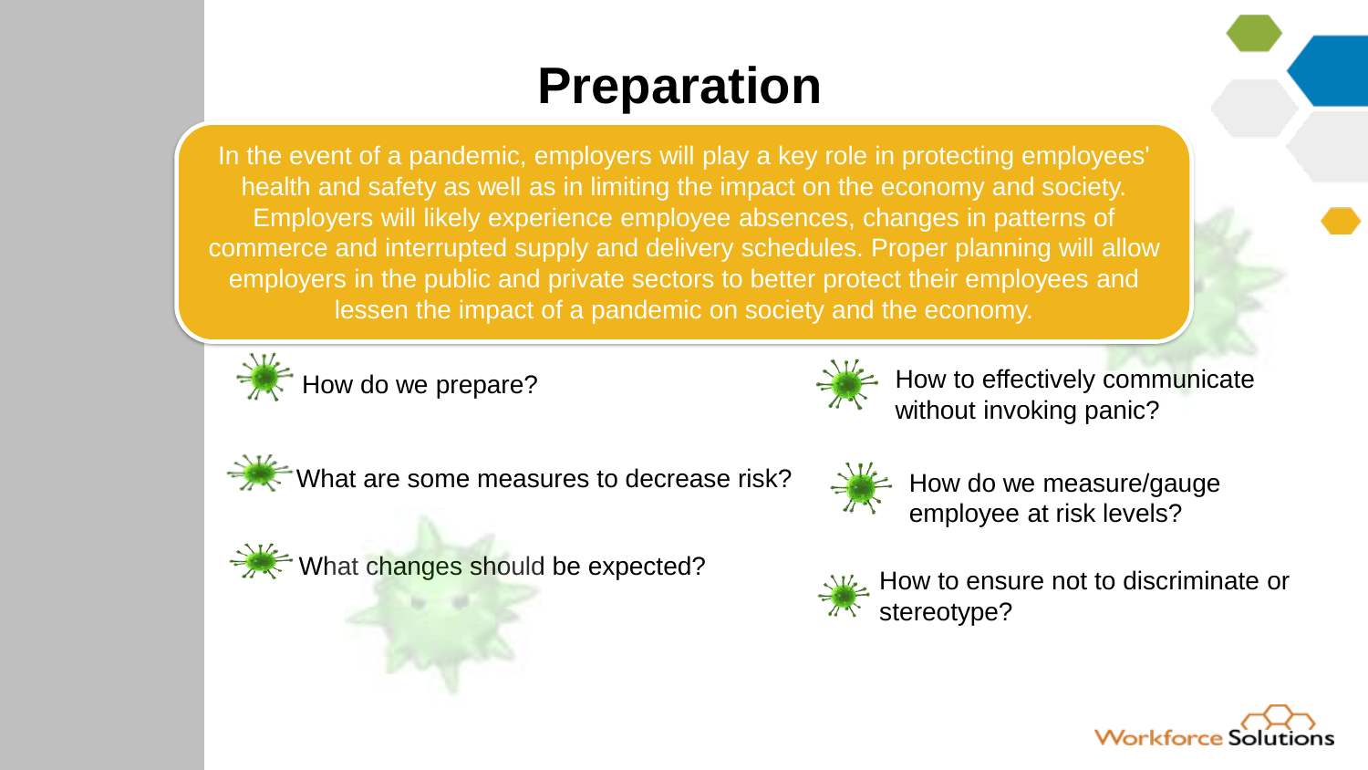# Preparation

In the event of a pandemic, employers will play a key role in protecting employees' health and safety as well as in limiting the impact on the economy and society. Employers will likely experience employee absences, changes in patterns of commerce and interrupted supply and delivery schedules. Proper planning will allow employers in the public and private sectors to better protect their employees and lessen the impact of a pandemic on society and the economy.

- How do we prepare?
- What are some measures to decrease risk?
- What changes should be expected?
- How to effectively communicate without invoking panic?
- How do we measure/gauge employee at risk levels?
- How to ensure not to discriminate or stereotype?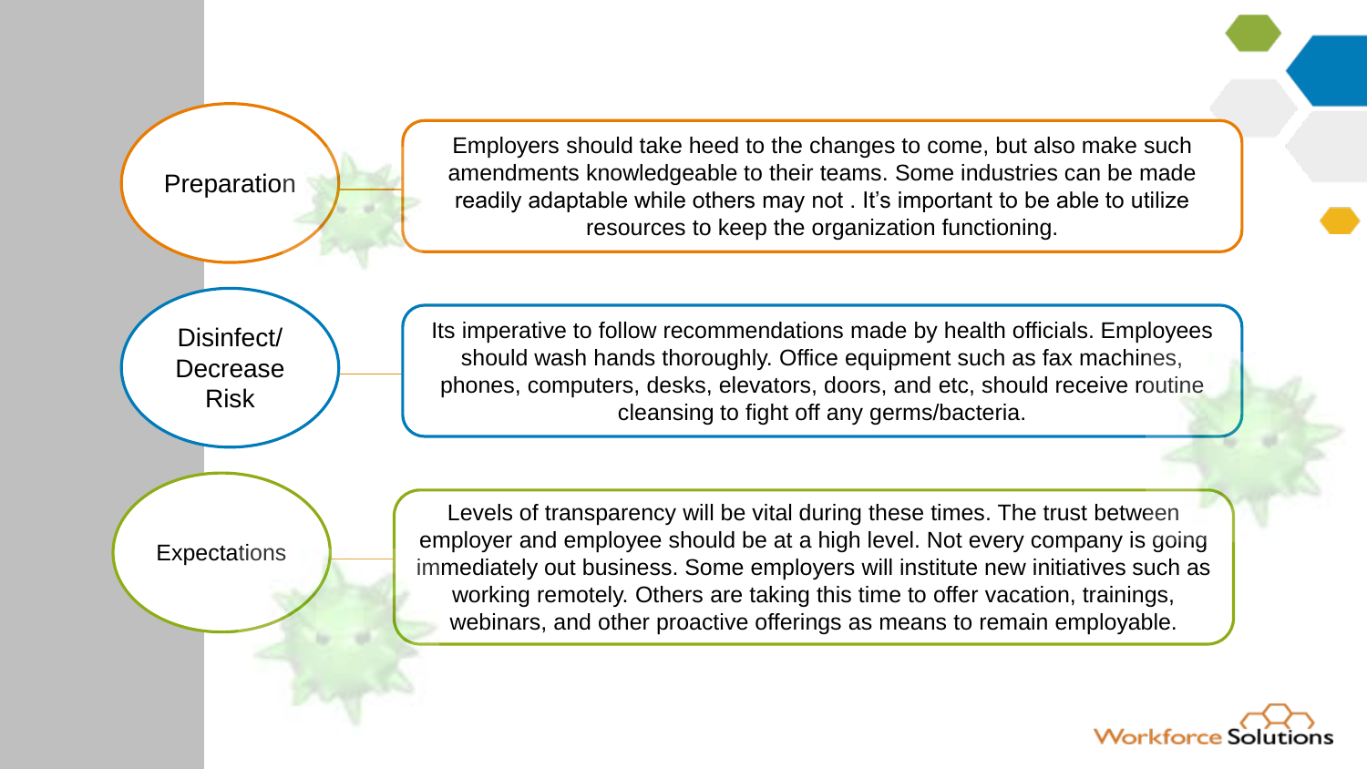## Preparation

Employers should take heed to the changes to come, but also make such amendments knowledgeable to their teams. Some industries can be made readily adaptable while others may not . It's important to be able to utilize resources to keep the organization functioning.

## Disinfect/ Decrease Risk

Its imperative to follow recommendations made by health officials. Employees should wash hands thoroughly. Office equipment such as fax machines, phones, computers, desks, elevators, doors, and etc, should receive routine cleansing to fight off any germs/bacteria.

## Expectations

Levels of transparency will be vital during these times. The trust between employer and employee should be at a high level. Not every company is going immediately out business. Some employers will institute new initiatives such as working remotely. Others are taking this time to offer vacation, trainings, webinars, and other proactive offerings as means to remain employable.

Workforce Solutions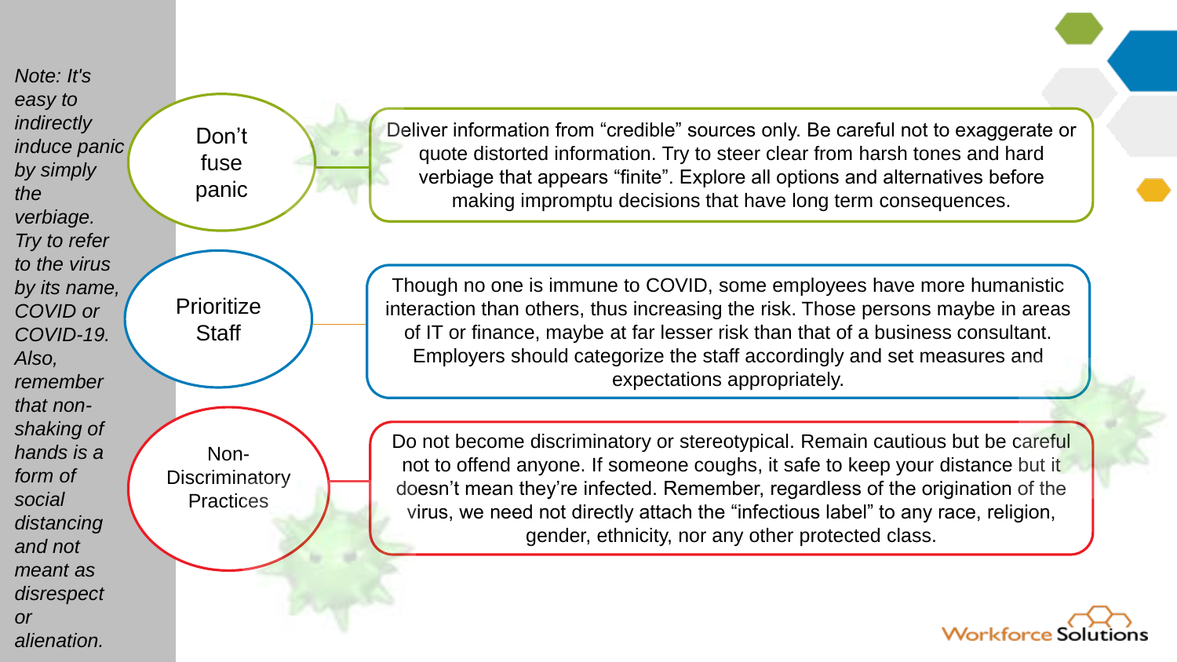*Note: It's easy to indirectly induce panic by simply the verbiage. Try to refer to the virus by its name, COVID or COVID-19. Also, remember that non-shaking of hands is a form of social distancing and not meant as disrespect or alienation.*

### Don't fuse panic

Deliver information from "credible" sources only. Be careful not to exaggerate or quote distorted information. Try to steer clear from harsh tones and hard verbiage that appears "finite". Explore all options and alternatives before making impromptu decisions that have long term consequences.

### Prioritize Staff

Though no one is immune to COVID, some employees have more humanistic interaction than others, thus increasing the risk. Those persons maybe in areas of IT or finance, maybe at far lesser risk than that of a business consultant. Employers should categorize the staff accordingly and set measures and expectations appropriately.

### Non-Discriminatory Practices

Do not become discriminatory or stereotypical. Remain cautious but be careful not to offend anyone. If someone coughs, it safe to keep your distance but it doesn't mean they're infected. Remember, regardless of the origination of the virus, we need not directly attach the "infectious label" to any race, religion, gender, ethnicity, nor any other protected class.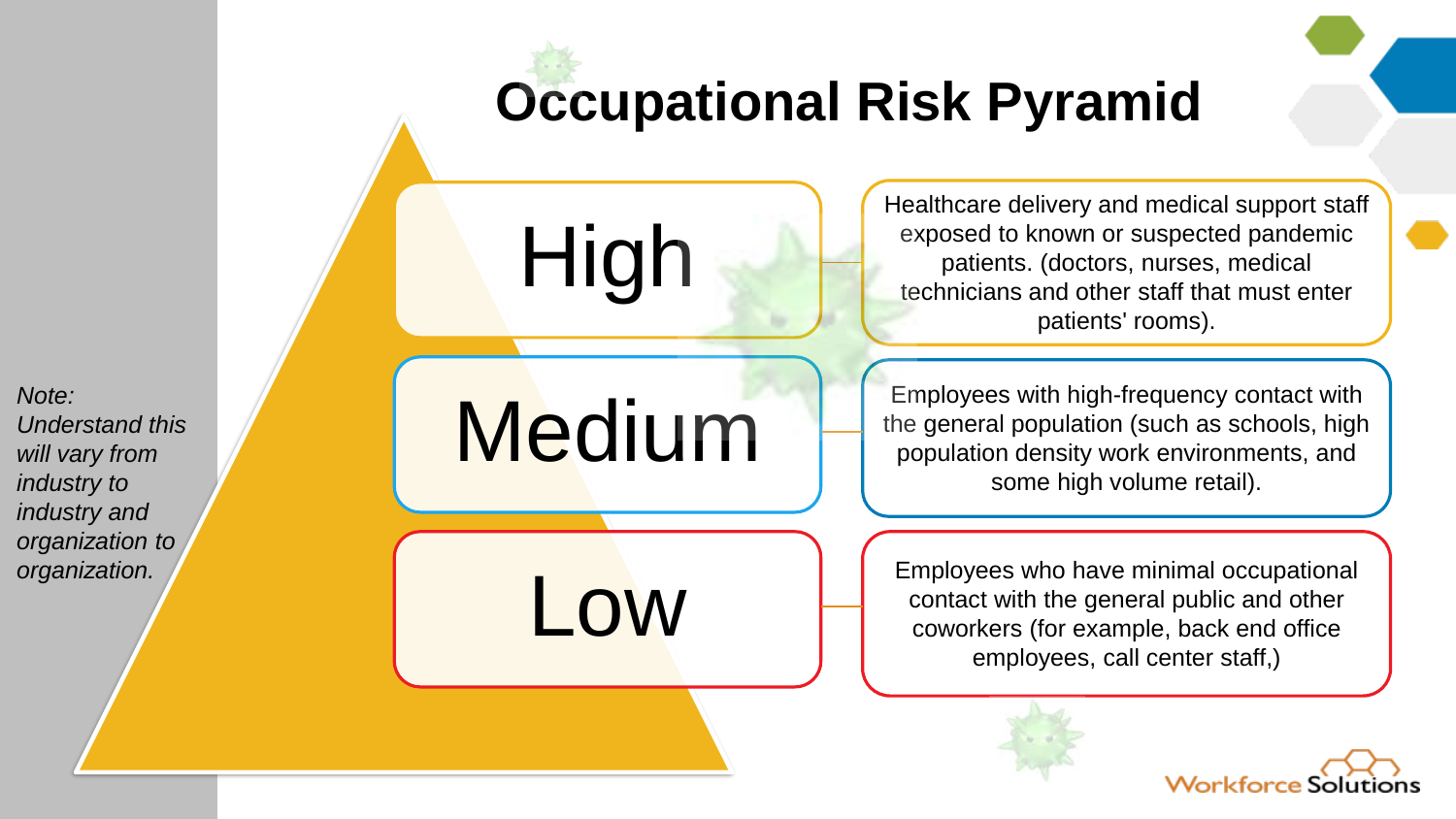# Occupational Risk Pyramid

*Note: Understand this will vary from industry to industry and organization to organization.*

**High**

Healthcare delivery and medical support staff exposed to known or suspected pandemic patients. (doctors, nurses, medical technicians and other staff that must enter patients' rooms).

**Medium**

Employees with high-frequency contact with the general population (such as schools, high population density work environments, and some high volume retail).

**Low**

Employees who have minimal occupational contact with the general public and other coworkers (for example, back end office employees, call center staff,)

Workforce Solutions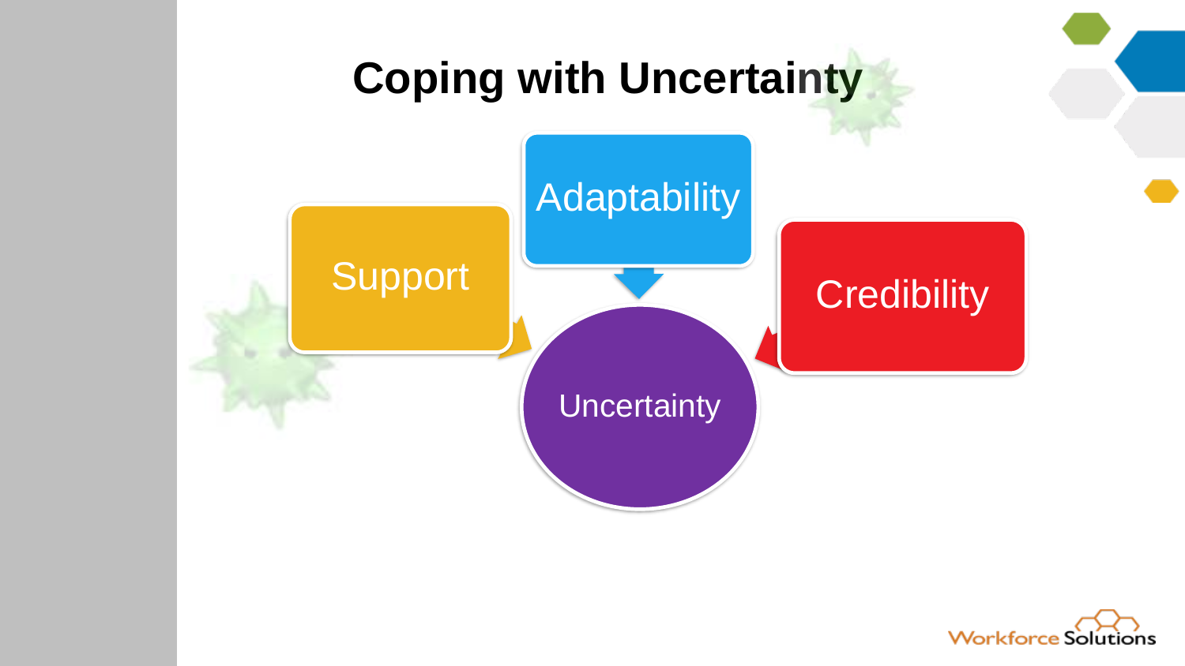# Coping with Uncertainty

Support

Adaptability

Credibility

Uncertainty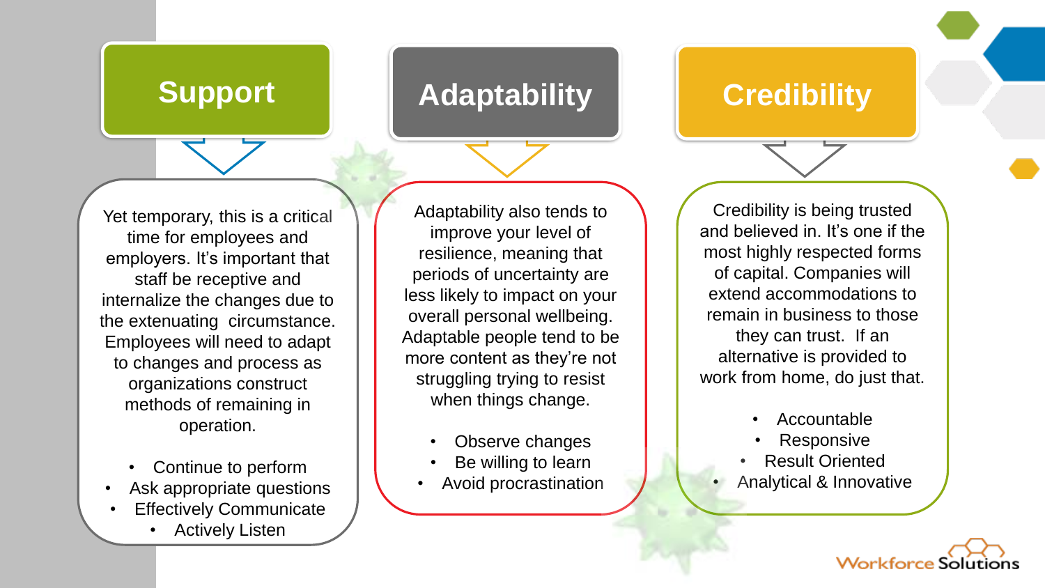## Support

Yet temporary, this is a critical time for employees and employers. It's important that staff be receptive and internalize the changes due to the extenuating circumstance. Employees will need to adapt to changes and process as organizations construct methods of remaining in operation.

- Continue to perform
- Ask appropriate questions
- Effectively Communicate
- Actively Listen

## Adaptability

Adaptability also tends to improve your level of resilience, meaning that periods of uncertainty are less likely to impact on your overall personal wellbeing. Adaptable people tend to be more content as they're not struggling trying to resist when things change.

- Observe changes
- Be willing to learn
- Avoid procrastination

## Credibility

Credibility is being trusted and believed in. It's one if the most highly respected forms of capital. Companies will extend accommodations to remain in business to those they can trust. If an alternative is provided to work from home, do just that.

- Accountable
- Responsive
- Result Oriented
- Analytical & Innovative

Workforce Solutions